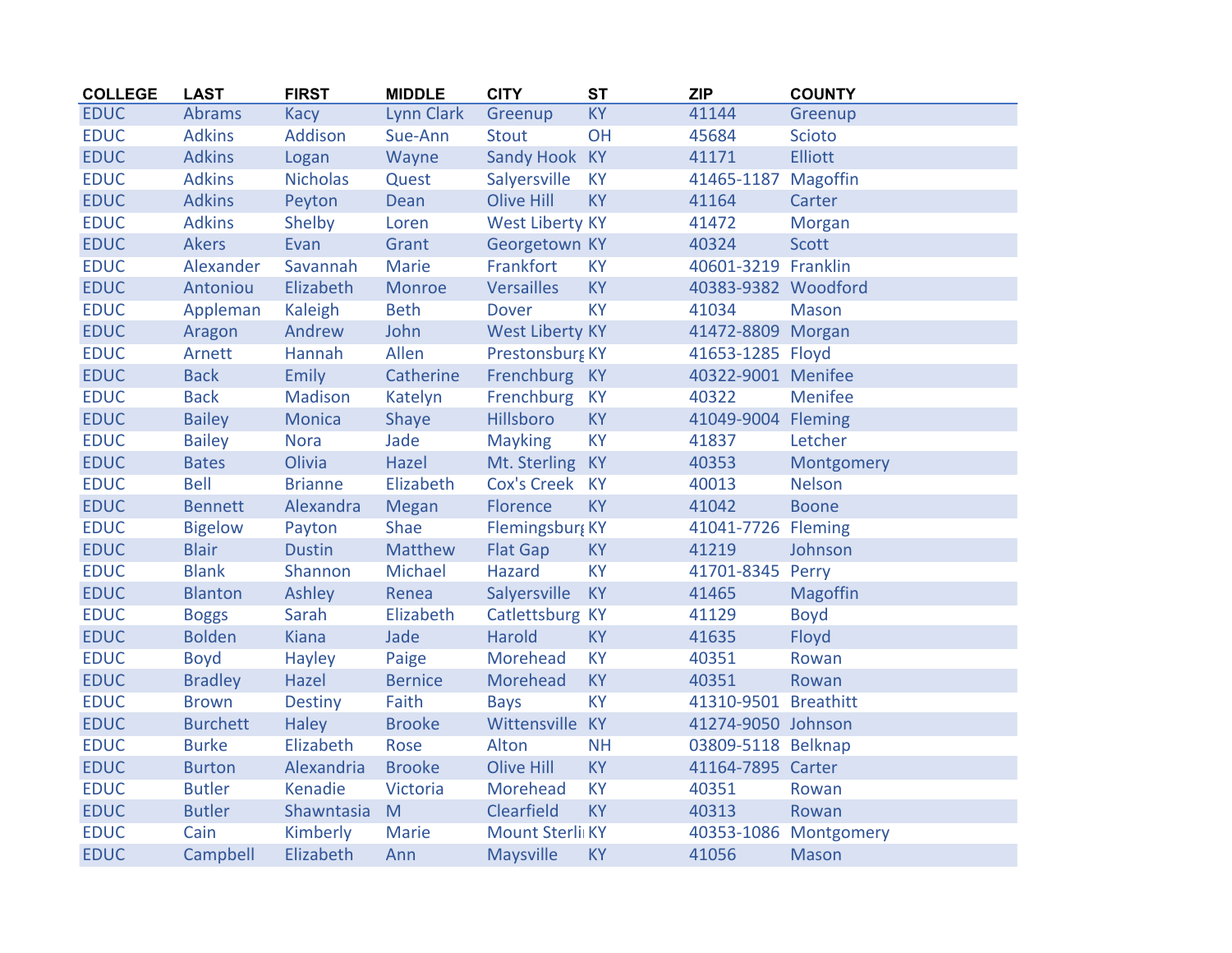| COLLEGE | LAST | FIRST | MIDDLE | CITY | ST | ZIP | COUNTY |
|---|---|---|---|---|---|---|---|
| EDUC | Abrams | Kacy | Lynn Clark | Greenup | KY | 41144 | Greenup |
| EDUC | Adkins | Addison | Sue-Ann | Stout | OH | 45684 | Scioto |
| EDUC | Adkins | Logan | Wayne | Sandy Hook | KY | 41171 | Elliott |
| EDUC | Adkins | Nicholas | Quest | Salyersville | KY | 41465-1187 | Magoffin |
| EDUC | Adkins | Peyton | Dean | Olive Hill | KY | 41164 | Carter |
| EDUC | Adkins | Shelby | Loren | West Liberty | KY | 41472 | Morgan |
| EDUC | Akers | Evan | Grant | Georgetown | KY | 40324 | Scott |
| EDUC | Alexander | Savannah | Marie | Frankfort | KY | 40601-3219 | Franklin |
| EDUC | Antoniou | Elizabeth | Monroe | Versailles | KY | 40383-9382 | Woodford |
| EDUC | Appleman | Kaleigh | Beth | Dover | KY | 41034 | Mason |
| EDUC | Aragon | Andrew | John | West Liberty | KY | 41472-8809 | Morgan |
| EDUC | Arnett | Hannah | Allen | Prestonsburg | KY | 41653-1285 | Floyd |
| EDUC | Back | Emily | Catherine | Frenchburg | KY | 40322-9001 | Menifee |
| EDUC | Back | Madison | Katelyn | Frenchburg | KY | 40322 | Menifee |
| EDUC | Bailey | Monica | Shaye | Hillsboro | KY | 41049-9004 | Fleming |
| EDUC | Bailey | Nora | Jade | Mayking | KY | 41837 | Letcher |
| EDUC | Bates | Olivia | Hazel | Mt. Sterling | KY | 40353 | Montgomery |
| EDUC | Bell | Brianne | Elizabeth | Cox's Creek | KY | 40013 | Nelson |
| EDUC | Bennett | Alexandra | Megan | Florence | KY | 41042 | Boone |
| EDUC | Bigelow | Payton | Shae | Flemingsburg | KY | 41041-7726 | Fleming |
| EDUC | Blair | Dustin | Matthew | Flat Gap | KY | 41219 | Johnson |
| EDUC | Blank | Shannon | Michael | Hazard | KY | 41701-8345 | Perry |
| EDUC | Blanton | Ashley | Renea | Salyersville | KY | 41465 | Magoffin |
| EDUC | Boggs | Sarah | Elizabeth | Catlettsburg | KY | 41129 | Boyd |
| EDUC | Bolden | Kiana | Jade | Harold | KY | 41635 | Floyd |
| EDUC | Boyd | Hayley | Paige | Morehead | KY | 40351 | Rowan |
| EDUC | Bradley | Hazel | Bernice | Morehead | KY | 40351 | Rowan |
| EDUC | Brown | Destiny | Faith | Bays | KY | 41310-9501 | Breathitt |
| EDUC | Burchett | Haley | Brooke | Wittensville | KY | 41274-9050 | Johnson |
| EDUC | Burke | Elizabeth | Rose | Alton | NH | 03809-5118 | Belknap |
| EDUC | Burton | Alexandria | Brooke | Olive Hill | KY | 41164-7895 | Carter |
| EDUC | Butler | Kenadie | Victoria | Morehead | KY | 40351 | Rowan |
| EDUC | Butler | Shawntasia | M | Clearfield | KY | 40313 | Rowan |
| EDUC | Cain | Kimberly | Marie | Mount Sterli | KY | 40353-1086 | Montgomery |
| EDUC | Campbell | Elizabeth | Ann | Maysville | KY | 41056 | Mason |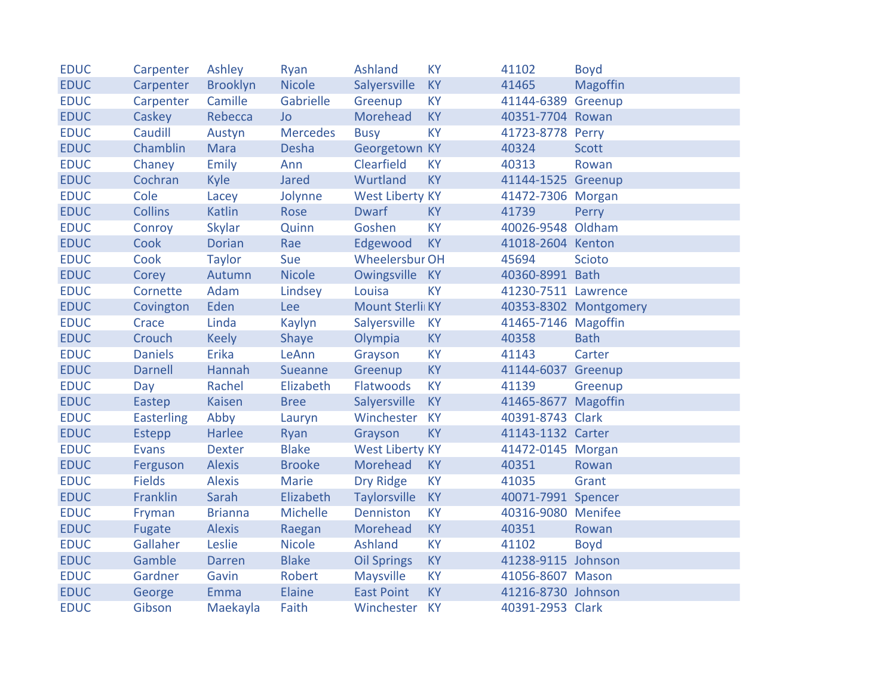| | | | | | | | |
|---|---|---|---|---|---|---|---|
| EDUC | Carpenter | Ashley | Ryan | Ashland | KY | 41102 | Boyd |
| EDUC | Carpenter | Brooklyn | Nicole | Salyersville | KY | 41465 | Magoffin |
| EDUC | Carpenter | Camille | Gabrielle | Greenup | KY | 41144-6389 | Greenup |
| EDUC | Caskey | Rebecca | Jo | Morehead | KY | 40351-7704 | Rowan |
| EDUC | Caudill | Austyn | Mercedes | Busy | KY | 41723-8778 | Perry |
| EDUC | Chamblin | Mara | Desha | Georgetown | KY | 40324 | Scott |
| EDUC | Chaney | Emily | Ann | Clearfield | KY | 40313 | Rowan |
| EDUC | Cochran | Kyle | Jared | Wurtland | KY | 41144-1525 | Greenup |
| EDUC | Cole | Lacey | Jolynne | West Liberty | KY | 41472-7306 | Morgan |
| EDUC | Collins | Katlin | Rose | Dwarf | KY | 41739 | Perry |
| EDUC | Conroy | Skylar | Quinn | Goshen | KY | 40026-9548 | Oldham |
| EDUC | Cook | Dorian | Rae | Edgewood | KY | 41018-2604 | Kenton |
| EDUC | Cook | Taylor | Sue | Wheelersbur | OH | 45694 | Scioto |
| EDUC | Corey | Autumn | Nicole | Owingsville | KY | 40360-8991 | Bath |
| EDUC | Cornette | Adam | Lindsey | Louisa | KY | 41230-7511 | Lawrence |
| EDUC | Covington | Eden | Lee | Mount Sterli | KY | 40353-8302 | Montgomery |
| EDUC | Crace | Linda | Kaylyn | Salyersville | KY | 41465-7146 | Magoffin |
| EDUC | Crouch | Keely | Shaye | Olympia | KY | 40358 | Bath |
| EDUC | Daniels | Erika | LeAnn | Grayson | KY | 41143 | Carter |
| EDUC | Darnell | Hannah | Sueanne | Greenup | KY | 41144-6037 | Greenup |
| EDUC | Day | Rachel | Elizabeth | Flatwoods | KY | 41139 | Greenup |
| EDUC | Eastep | Kaisen | Bree | Salyersville | KY | 41465-8677 | Magoffin |
| EDUC | Easterling | Abby | Lauryn | Winchester | KY | 40391-8743 | Clark |
| EDUC | Estepp | Harlee | Ryan | Grayson | KY | 41143-1132 | Carter |
| EDUC | Evans | Dexter | Blake | West Liberty | KY | 41472-0145 | Morgan |
| EDUC | Ferguson | Alexis | Brooke | Morehead | KY | 40351 | Rowan |
| EDUC | Fields | Alexis | Marie | Dry Ridge | KY | 41035 | Grant |
| EDUC | Franklin | Sarah | Elizabeth | Taylorsville | KY | 40071-7991 | Spencer |
| EDUC | Fryman | Brianna | Michelle | Denniston | KY | 40316-9080 | Menifee |
| EDUC | Fugate | Alexis | Raegan | Morehead | KY | 40351 | Rowan |
| EDUC | Gallaher | Leslie | Nicole | Ashland | KY | 41102 | Boyd |
| EDUC | Gamble | Darren | Blake | Oil Springs | KY | 41238-9115 | Johnson |
| EDUC | Gardner | Gavin | Robert | Maysville | KY | 41056-8607 | Mason |
| EDUC | George | Emma | Elaine | East Point | KY | 41216-8730 | Johnson |
| EDUC | Gibson | Maekayla | Faith | Winchester | KY | 40391-2953 | Clark |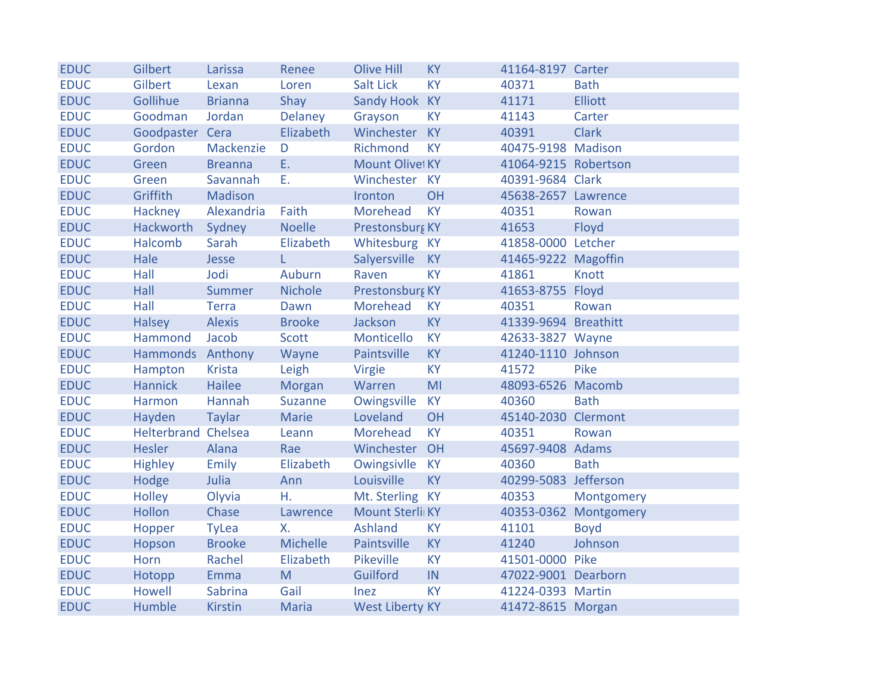| | | | | | | | |
|---|---|---|---|---|---|---|---|
| EDUC | Gilbert | Larissa | Renee | Olive Hill | KY | 41164-8197 | Carter |
| EDUC | Gilbert | Lexan | Loren | Salt Lick | KY | 40371 | Bath |
| EDUC | Gollihue | Brianna | Shay | Sandy Hook | KY | 41171 | Elliott |
| EDUC | Goodman | Jordan | Delaney | Grayson | KY | 41143 | Carter |
| EDUC | Goodpaster | Cera | Elizabeth | Winchester | KY | 40391 | Clark |
| EDUC | Gordon | Mackenzie | D | Richmond | KY | 40475-9198 | Madison |
| EDUC | Green | Breanna | E. | Mount Olivet | KY | 41064-9215 | Robertson |
| EDUC | Green | Savannah | E. | Winchester | KY | 40391-9684 | Clark |
| EDUC | Griffith | Madison | | Ironton | OH | 45638-2657 | Lawrence |
| EDUC | Hackney | Alexandria | Faith | Morehead | KY | 40351 | Rowan |
| EDUC | Hackworth | Sydney | Noelle | Prestonsburg | KY | 41653 | Floyd |
| EDUC | Halcomb | Sarah | Elizabeth | Whitesburg | KY | 41858-0000 | Letcher |
| EDUC | Hale | Jesse | L | Salyersville | KY | 41465-9222 | Magoffin |
| EDUC | Hall | Jodi | Auburn | Raven | KY | 41861 | Knott |
| EDUC | Hall | Summer | Nichole | Prestonsburg | KY | 41653-8755 | Floyd |
| EDUC | Hall | Terra | Dawn | Morehead | KY | 40351 | Rowan |
| EDUC | Halsey | Alexis | Brooke | Jackson | KY | 41339-9694 | Breathitt |
| EDUC | Hammond | Jacob | Scott | Monticello | KY | 42633-3827 | Wayne |
| EDUC | Hammonds | Anthony | Wayne | Paintsville | KY | 41240-1110 | Johnson |
| EDUC | Hampton | Krista | Leigh | Virgie | KY | 41572 | Pike |
| EDUC | Hannick | Hailee | Morgan | Warren | MI | 48093-6526 | Macomb |
| EDUC | Harmon | Hannah | Suzanne | Owingsville | KY | 40360 | Bath |
| EDUC | Hayden | Taylar | Marie | Loveland | OH | 45140-2030 | Clermont |
| EDUC | Helterbrand | Chelsea | Leann | Morehead | KY | 40351 | Rowan |
| EDUC | Hesler | Alana | Rae | Winchester | OH | 45697-9408 | Adams |
| EDUC | Highley | Emily | Elizabeth | Owingsivlle | KY | 40360 | Bath |
| EDUC | Hodge | Julia | Ann | Louisville | KY | 40299-5083 | Jefferson |
| EDUC | Holley | Olyvia | H. | Mt. Sterling | KY | 40353 | Montgomery |
| EDUC | Hollon | Chase | Lawrence | Mount Sterling | KY | 40353-0362 | Montgomery |
| EDUC | Hopper | TyLea | X. | Ashland | KY | 41101 | Boyd |
| EDUC | Hopson | Brooke | Michelle | Paintsville | KY | 41240 | Johnson |
| EDUC | Horn | Rachel | Elizabeth | Pikeville | KY | 41501-0000 | Pike |
| EDUC | Hotopp | Emma | M | Guilford | IN | 47022-9001 | Dearborn |
| EDUC | Howell | Sabrina | Gail | Inez | KY | 41224-0393 | Martin |
| EDUC | Humble | Kirstin | Maria | West Liberty | KY | 41472-8615 | Morgan |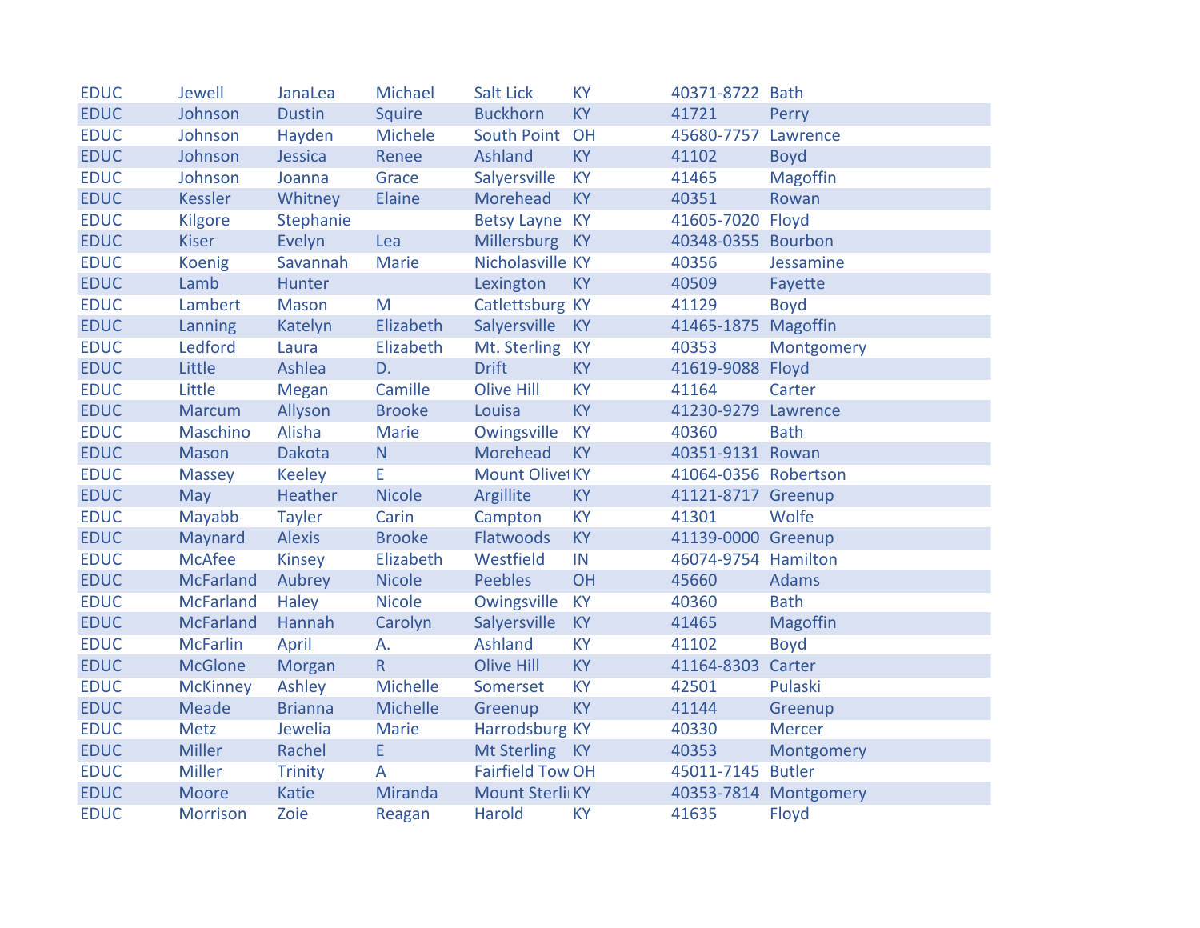| | | | | | | | |
|---|---|---|---|---|---|---|---|
| EDUC | Jewell | JanaLea | Michael | Salt Lick | KY | 40371-8722 | Bath |
| EDUC | Johnson | Dustin | Squire | Buckhorn | KY | 41721 | Perry |
| EDUC | Johnson | Hayden | Michele | South Point | OH | 45680-7757 | Lawrence |
| EDUC | Johnson | Jessica | Renee | Ashland | KY | 41102 | Boyd |
| EDUC | Johnson | Joanna | Grace | Salyersville | KY | 41465 | Magoffin |
| EDUC | Kessler | Whitney | Elaine | Morehead | KY | 40351 | Rowan |
| EDUC | Kilgore | Stephanie | | Betsy Layne | KY | 41605-7020 | Floyd |
| EDUC | Kiser | Evelyn | Lea | Millersburg | KY | 40348-0355 | Bourbon |
| EDUC | Koenig | Savannah | Marie | Nicholasville | KY | 40356 | Jessamine |
| EDUC | Lamb | Hunter | | Lexington | KY | 40509 | Fayette |
| EDUC | Lambert | Mason | M | Catlettsburg | KY | 41129 | Boyd |
| EDUC | Lanning | Katelyn | Elizabeth | Salyersville | KY | 41465-1875 | Magoffin |
| EDUC | Ledford | Laura | Elizabeth | Mt. Sterling | KY | 40353 | Montgomery |
| EDUC | Little | Ashlea | D. | Drift | KY | 41619-9088 | Floyd |
| EDUC | Little | Megan | Camille | Olive Hill | KY | 41164 | Carter |
| EDUC | Marcum | Allyson | Brooke | Louisa | KY | 41230-9279 | Lawrence |
| EDUC | Maschino | Alisha | Marie | Owingsville | KY | 40360 | Bath |
| EDUC | Mason | Dakota | N | Morehead | KY | 40351-9131 | Rowan |
| EDUC | Massey | Keeley | E | Mount Olivet | KY | 41064-0356 | Robertson |
| EDUC | May | Heather | Nicole | Argillite | KY | 41121-8717 | Greenup |
| EDUC | Mayabb | Tayler | Carin | Campton | KY | 41301 | Wolfe |
| EDUC | Maynard | Alexis | Brooke | Flatwoods | KY | 41139-0000 | Greenup |
| EDUC | McAfee | Kinsey | Elizabeth | Westfield | IN | 46074-9754 | Hamilton |
| EDUC | McFarland | Aubrey | Nicole | Peebles | OH | 45660 | Adams |
| EDUC | McFarland | Haley | Nicole | Owingsville | KY | 40360 | Bath |
| EDUC | McFarland | Hannah | Carolyn | Salyersville | KY | 41465 | Magoffin |
| EDUC | McFarlin | April | A. | Ashland | KY | 41102 | Boyd |
| EDUC | McGlone | Morgan | R | Olive Hill | KY | 41164-8303 | Carter |
| EDUC | McKinney | Ashley | Michelle | Somerset | KY | 42501 | Pulaski |
| EDUC | Meade | Brianna | Michelle | Greenup | KY | 41144 | Greenup |
| EDUC | Metz | Jewelia | Marie | Harrodsburg | KY | 40330 | Mercer |
| EDUC | Miller | Rachel | E | Mt Sterling | KY | 40353 | Montgomery |
| EDUC | Miller | Trinity | A | Fairfield Tow | OH | 45011-7145 | Butler |
| EDUC | Moore | Katie | Miranda | Mount Sterli | KY | 40353-7814 | Montgomery |
| EDUC | Morrison | Zoie | Reagan | Harold | KY | 41635 | Floyd |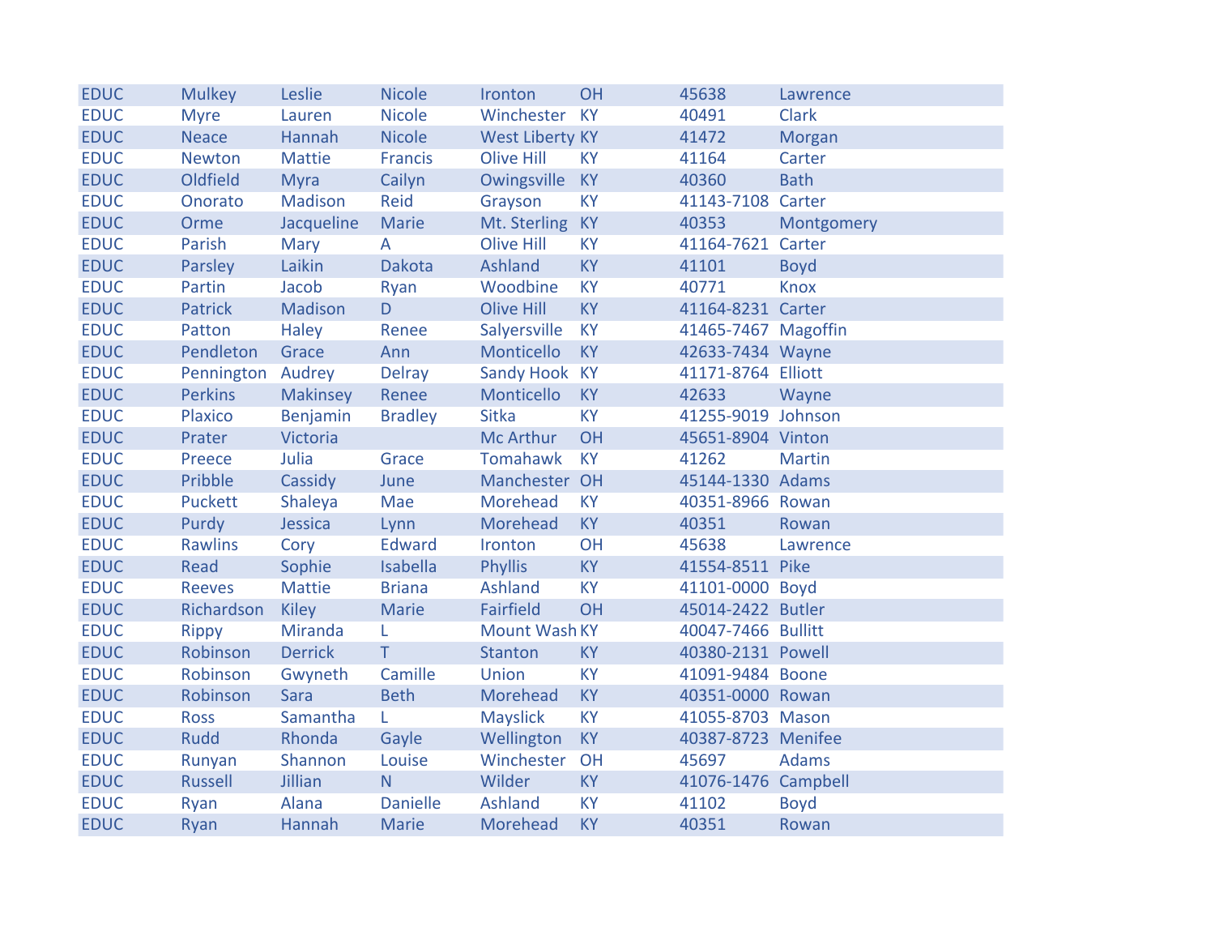| | | | | | | | |
|---|---|---|---|---|---|---|---|
| EDUC | Mulkey | Leslie | Nicole | Ironton | OH | 45638 | Lawrence |
| EDUC | Myre | Lauren | Nicole | Winchester | KY | 40491 | Clark |
| EDUC | Neace | Hannah | Nicole | West Liberty | KY | 41472 | Morgan |
| EDUC | Newton | Mattie | Francis | Olive Hill | KY | 41164 | Carter |
| EDUC | Oldfield | Myra | Cailyn | Owingsville | KY | 40360 | Bath |
| EDUC | Onorato | Madison | Reid | Grayson | KY | 41143-7108 | Carter |
| EDUC | Orme | Jacqueline | Marie | Mt. Sterling | KY | 40353 | Montgomery |
| EDUC | Parish | Mary | A | Olive Hill | KY | 41164-7621 | Carter |
| EDUC | Parsley | Laikin | Dakota | Ashland | KY | 41101 | Boyd |
| EDUC | Partin | Jacob | Ryan | Woodbine | KY | 40771 | Knox |
| EDUC | Patrick | Madison | D | Olive Hill | KY | 41164-8231 | Carter |
| EDUC | Patton | Haley | Renee | Salyersville | KY | 41465-7467 | Magoffin |
| EDUC | Pendleton | Grace | Ann | Monticello | KY | 42633-7434 | Wayne |
| EDUC | Pennington | Audrey | Delray | Sandy Hook | KY | 41171-8764 | Elliott |
| EDUC | Perkins | Makinsey | Renee | Monticello | KY | 42633 | Wayne |
| EDUC | Plaxico | Benjamin | Bradley | Sitka | KY | 41255-9019 | Johnson |
| EDUC | Prater | Victoria | | Mc Arthur | OH | 45651-8904 | Vinton |
| EDUC | Preece | Julia | Grace | Tomahawk | KY | 41262 | Martin |
| EDUC | Pribble | Cassidy | June | Manchester | OH | 45144-1330 | Adams |
| EDUC | Puckett | Shaleya | Mae | Morehead | KY | 40351-8966 | Rowan |
| EDUC | Purdy | Jessica | Lynn | Morehead | KY | 40351 | Rowan |
| EDUC | Rawlins | Cory | Edward | Ironton | OH | 45638 | Lawrence |
| EDUC | Read | Sophie | Isabella | Phyllis | KY | 41554-8511 | Pike |
| EDUC | Reeves | Mattie | Briana | Ashland | KY | 41101-0000 | Boyd |
| EDUC | Richardson | Kiley | Marie | Fairfield | OH | 45014-2422 | Butler |
| EDUC | Rippy | Miranda | L | Mount Wash | KY | 40047-7466 | Bullitt |
| EDUC | Robinson | Derrick | T | Stanton | KY | 40380-2131 | Powell |
| EDUC | Robinson | Gwyneth | Camille | Union | KY | 41091-9484 | Boone |
| EDUC | Robinson | Sara | Beth | Morehead | KY | 40351-0000 | Rowan |
| EDUC | Ross | Samantha | L | Mayslick | KY | 41055-8703 | Mason |
| EDUC | Rudd | Rhonda | Gayle | Wellington | KY | 40387-8723 | Menifee |
| EDUC | Runyan | Shannon | Louise | Winchester | OH | 45697 | Adams |
| EDUC | Russell | Jillian | N | Wilder | KY | 41076-1476 | Campbell |
| EDUC | Ryan | Alana | Danielle | Ashland | KY | 41102 | Boyd |
| EDUC | Ryan | Hannah | Marie | Morehead | KY | 40351 | Rowan |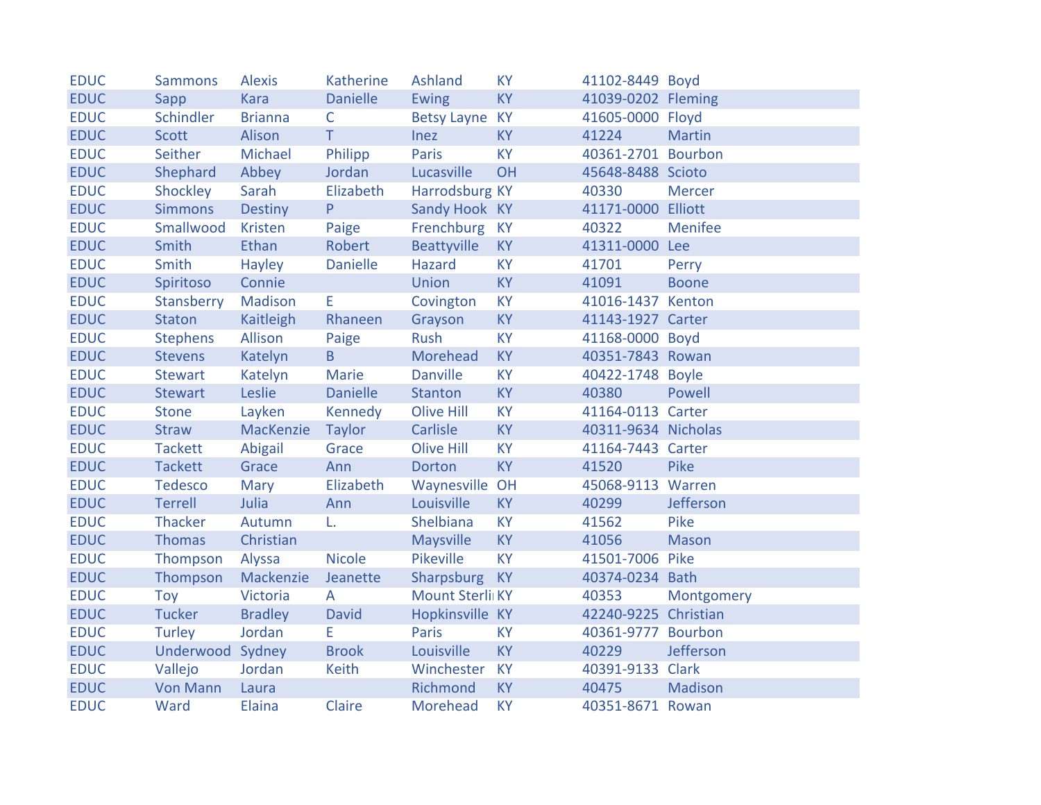| | | | | | | | |
|---|---|---|---|---|---|---|---|
| EDUC | Sammons | Alexis | Katherine | Ashland | KY | 41102-8449 | Boyd |
| EDUC | Sapp | Kara | Danielle | Ewing | KY | 41039-0202 | Fleming |
| EDUC | Schindler | Brianna | C | Betsy Layne | KY | 41605-0000 | Floyd |
| EDUC | Scott | Alison | T | Inez | KY | 41224 | Martin |
| EDUC | Seither | Michael | Philipp | Paris | KY | 40361-2701 | Bourbon |
| EDUC | Shephard | Abbey | Jordan | Lucasville | OH | 45648-8488 | Scioto |
| EDUC | Shockley | Sarah | Elizabeth | Harrodsburg | KY | 40330 | Mercer |
| EDUC | Simmons | Destiny | P | Sandy Hook | KY | 41171-0000 | Elliott |
| EDUC | Smallwood | Kristen | Paige | Frenchburg | KY | 40322 | Menifee |
| EDUC | Smith | Ethan | Robert | Beattyville | KY | 41311-0000 | Lee |
| EDUC | Smith | Hayley | Danielle | Hazard | KY | 41701 | Perry |
| EDUC | Spiritoso | Connie | | Union | KY | 41091 | Boone |
| EDUC | Stansberry | Madison | E | Covington | KY | 41016-1437 | Kenton |
| EDUC | Staton | Kaitleigh | Rhaneen | Grayson | KY | 41143-1927 | Carter |
| EDUC | Stephens | Allison | Paige | Rush | KY | 41168-0000 | Boyd |
| EDUC | Stevens | Katelyn | B | Morehead | KY | 40351-7843 | Rowan |
| EDUC | Stewart | Katelyn | Marie | Danville | KY | 40422-1748 | Boyle |
| EDUC | Stewart | Leslie | Danielle | Stanton | KY | 40380 | Powell |
| EDUC | Stone | Layken | Kennedy | Olive Hill | KY | 41164-0113 | Carter |
| EDUC | Straw | MacKenzie | Taylor | Carlisle | KY | 40311-9634 | Nicholas |
| EDUC | Tackett | Abigail | Grace | Olive Hill | KY | 41164-7443 | Carter |
| EDUC | Tackett | Grace | Ann | Dorton | KY | 41520 | Pike |
| EDUC | Tedesco | Mary | Elizabeth | Waynesville | OH | 45068-9113 | Warren |
| EDUC | Terrell | Julia | Ann | Louisville | KY | 40299 | Jefferson |
| EDUC | Thacker | Autumn | L. | Shelbiana | KY | 41562 | Pike |
| EDUC | Thomas | Christian | | Maysville | KY | 41056 | Mason |
| EDUC | Thompson | Alyssa | Nicole | Pikeville | KY | 41501-7006 | Pike |
| EDUC | Thompson | Mackenzie | Jeanette | Sharpsburg | KY | 40374-0234 | Bath |
| EDUC | Toy | Victoria | A | Mount Sterli | KY | 40353 | Montgomery |
| EDUC | Tucker | Bradley | David | Hopkinsville | KY | 42240-9225 | Christian |
| EDUC | Turley | Jordan | E | Paris | KY | 40361-9777 | Bourbon |
| EDUC | Underwood | Sydney | Brook | Louisville | KY | 40229 | Jefferson |
| EDUC | Vallejo | Jordan | Keith | Winchester | KY | 40391-9133 | Clark |
| EDUC | Von Mann | Laura | | Richmond | KY | 40475 | Madison |
| EDUC | Ward | Elaina | Claire | Morehead | KY | 40351-8671 | Rowan |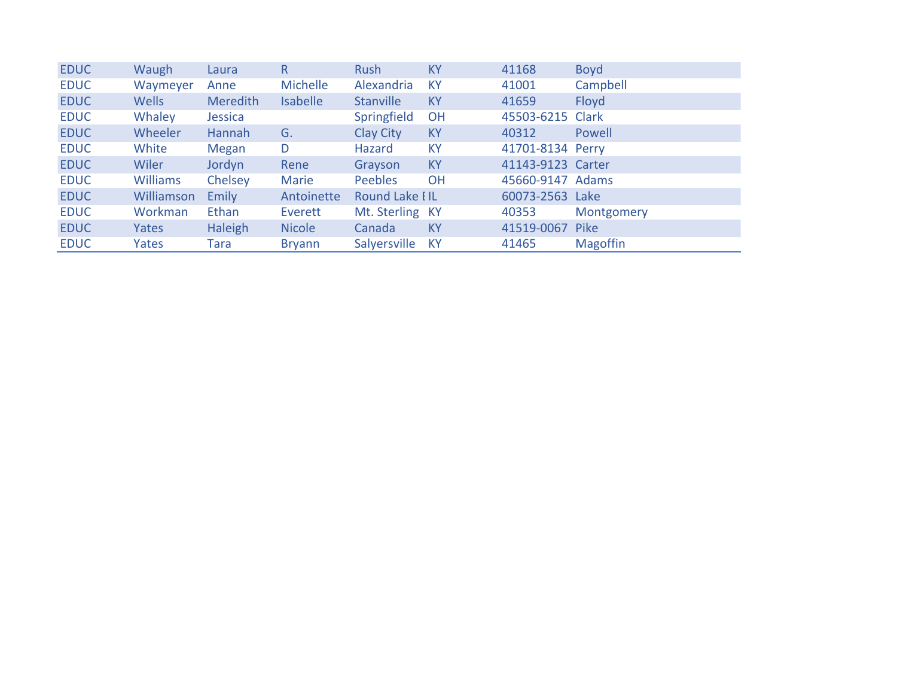| | | | | | | | |
|---|---|---|---|---|---|---|---|
| EDUC | Waugh | Laura | R | Rush | KY | 41168 | Boyd |
| EDUC | Waymeyer | Anne | Michelle | Alexandria | KY | 41001 | Campbell |
| EDUC | Wells | Meredith | Isabelle | Stanville | KY | 41659 | Floyd |
| EDUC | Whaley | Jessica | | Springfield | OH | 45503-6215 | Clark |
| EDUC | Wheeler | Hannah | G. | Clay City | KY | 40312 | Powell |
| EDUC | White | Megan | D | Hazard | KY | 41701-8134 | Perry |
| EDUC | Wiler | Jordyn | Rene | Grayson | KY | 41143-9123 | Carter |
| EDUC | Williams | Chelsey | Marie | Peebles | OH | 45660-9147 | Adams |
| EDUC | Williamson | Emily | Antoinette | Round Lake E | IL | 60073-2563 | Lake |
| EDUC | Workman | Ethan | Everett | Mt. Sterling | KY | 40353 | Montgomery |
| EDUC | Yates | Haleigh | Nicole | Canada | KY | 41519-0067 | Pike |
| EDUC | Yates | Tara | Bryann | Salyersville | KY | 41465 | Magoffin |